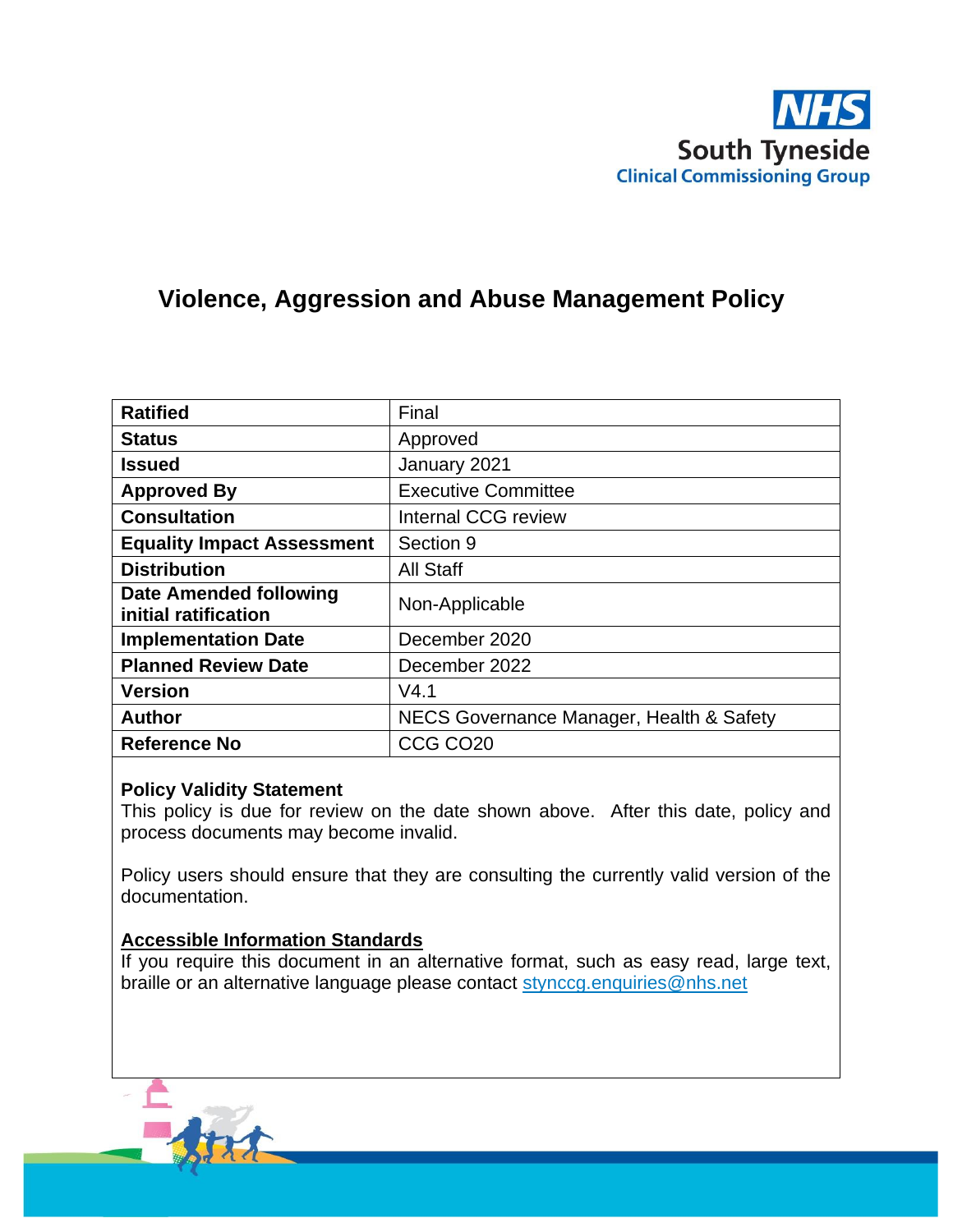NHS South Tyneside Clinical Commissioning Group

# Violence, Aggression and Abuse Management Policy

| | |
|---|---|
| **Ratified** | Final |
| **Status** | Approved |
| **Issued** | January 2021 |
| **Approved By** | Executive Committee |
| **Consultation** | Internal CCG review |
| **Equality Impact Assessment** | Section 9 |
| **Distribution** | All Staff |
| **Date Amended following initial ratification** | Non-Applicable |
| **Implementation Date** | December 2020 |
| **Planned Review Date** | December 2022 |
| **Version** | V4.1 |
| **Author** | NECS Governance Manager, Health & Safety |
| **Reference No** | CCG CO20 |

**Policy Validity Statement**
This policy is due for review on the date shown above. After this date, policy and process documents may become invalid.

Policy users should ensure that they are consulting the currently valid version of the documentation.

**Accessible Information Standards**
If you require this document in an alternative format, such as easy read, large text, braille or an alternative language please contact stynccg.enquiries@nhs.net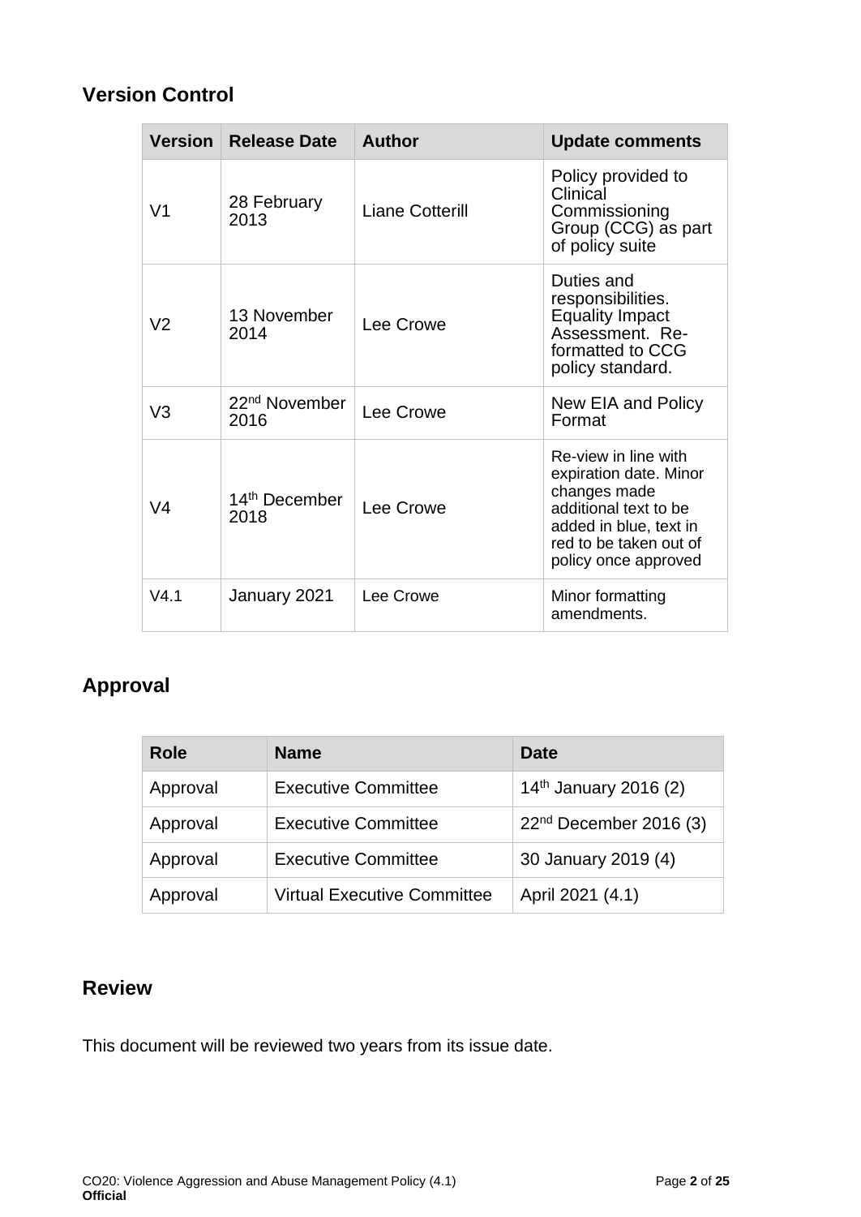## Version Control

| Version | Release Date | Author | Update comments |
|---|---|---|---|
| V1 | 28 February 2013 | Liane Cotterill | Policy provided to Clinical Commissioning Group (CCG) as part of policy suite |
| V2 | 13 November 2014 | Lee Crowe | Duties and responsibilities. Equality Impact Assessment. Re-formatted to CCG policy standard. |
| V3 | 22nd November 2016 | Lee Crowe | New EIA and Policy Format |
| V4 | 14th December 2018 | Lee Crowe | Re-view in line with expiration date. Minor changes made additional text to be added in blue, text in red to be taken out of policy once approved |
| V4.1 | January 2021 | Lee Crowe | Minor formatting amendments. |

## Approval

| Role | Name | Date |
|---|---|---|
| Approval | Executive Committee | 14th January 2016 (2) |
| Approval | Executive Committee | 22nd December 2016 (3) |
| Approval | Executive Committee | 30 January 2019 (4) |
| Approval | Virtual Executive Committee | April 2021 (4.1) |

## Review

This document will be reviewed two years from its issue date.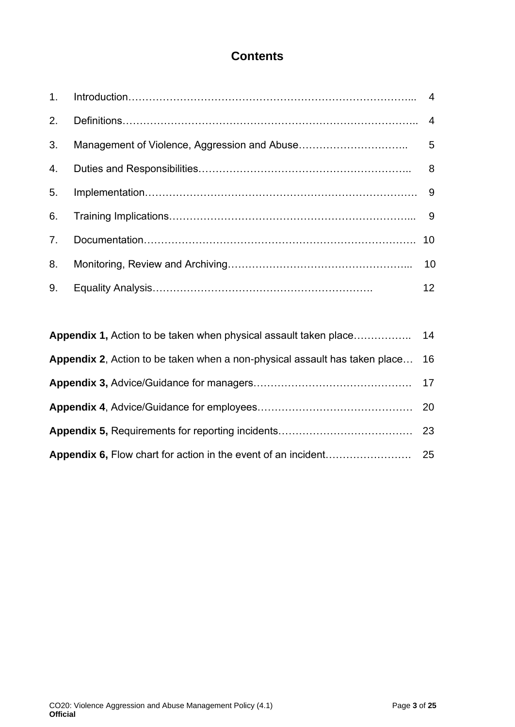# Contents

| | | |
|---|---|---|
| 1. | Introduction | 4 |
| 2. | Definitions | 4 |
| 3. | Management of Violence, Aggression and Abuse | 5 |
| 4. | Duties and Responsibilities | 8 |
| 5. | Implementation | 9 |
| 6. | Training Implications | 9 |
| 7. | Documentation | 10 |
| 8. | Monitoring, Review and Archiving | 10 |
| 9. | Equality Analysis | 12 |

| | |
|---|---|
| **Appendix 1,** Action to be taken when physical assault taken place | 14 |
| **Appendix 2**, Action to be taken when a non-physical assault has taken place | 16 |
| **Appendix 3,** Advice/Guidance for managers | 17 |
| **Appendix 4**, Advice/Guidance for employees | 20 |
| **Appendix 5,** Requirements for reporting incidents | 23 |
| **Appendix 6,** Flow chart for action in the event of an incident | 25 |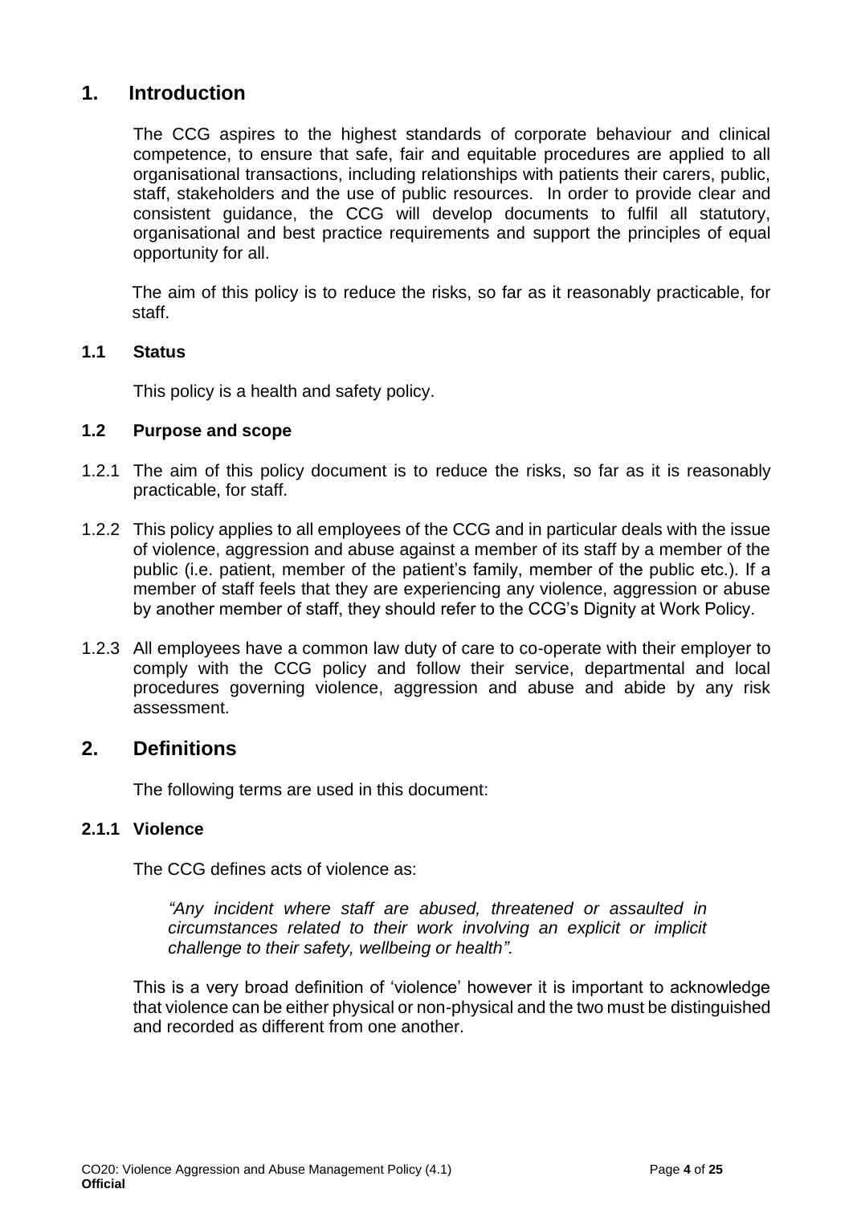## 1. Introduction

The CCG aspires to the highest standards of corporate behaviour and clinical competence, to ensure that safe, fair and equitable procedures are applied to all organisational transactions, including relationships with patients their carers, public, staff, stakeholders and the use of public resources. In order to provide clear and consistent guidance, the CCG will develop documents to fulfil all statutory, organisational and best practice requirements and support the principles of equal opportunity for all.

The aim of this policy is to reduce the risks, so far as it reasonably practicable, for staff.

### 1.1 Status

This policy is a health and safety policy.

### 1.2 Purpose and scope

1.2.1 The aim of this policy document is to reduce the risks, so far as it is reasonably practicable, for staff.

1.2.2 This policy applies to all employees of the CCG and in particular deals with the issue of violence, aggression and abuse against a member of its staff by a member of the public (i.e. patient, member of the patient's family, member of the public etc.). If a member of staff feels that they are experiencing any violence, aggression or abuse by another member of staff, they should refer to the CCG's Dignity at Work Policy.

1.2.3 All employees have a common law duty of care to co-operate with their employer to comply with the CCG policy and follow their service, departmental and local procedures governing violence, aggression and abuse and abide by any risk assessment.

## 2. Definitions

The following terms are used in this document:

#### 2.1.1 Violence

The CCG defines acts of violence as:

*"Any incident where staff are abused, threatened or assaulted in circumstances related to their work involving an explicit or implicit challenge to their safety, wellbeing or health".*

This is a very broad definition of 'violence' however it is important to acknowledge that violence can be either physical or non-physical and the two must be distinguished and recorded as different from one another.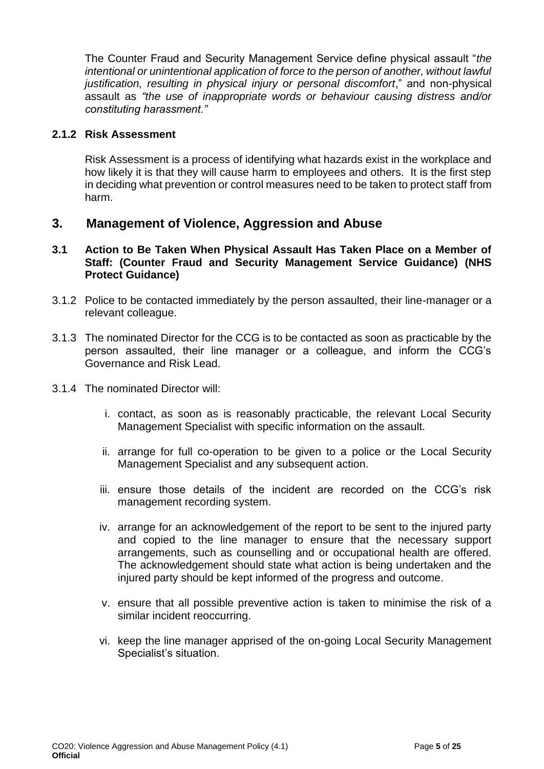The Counter Fraud and Security Management Service define physical assault "*the intentional or unintentional application of force to the person of another, without lawful justification, resulting in physical injury or personal discomfort*," and non-physical assault as *"the use of inappropriate words or behaviour causing distress and/or constituting harassment."*

### 2.1.2 Risk Assessment

Risk Assessment is a process of identifying what hazards exist in the workplace and how likely it is that they will cause harm to employees and others. It is the first step in deciding what prevention or control measures need to be taken to protect staff from harm.

## 3. Management of Violence, Aggression and Abuse

### 3.1 Action to Be Taken When Physical Assault Has Taken Place on a Member of Staff: (Counter Fraud and Security Management Service Guidance) (NHS Protect Guidance)

3.1.2 Police to be contacted immediately by the person assaulted, their line-manager or a relevant colleague.

3.1.3 The nominated Director for the CCG is to be contacted as soon as practicable by the person assaulted, their line manager or a colleague, and inform the CCG's Governance and Risk Lead.

3.1.4 The nominated Director will:

i. contact, as soon as is reasonably practicable, the relevant Local Security Management Specialist with specific information on the assault.

ii. arrange for full co-operation to be given to a police or the Local Security Management Specialist and any subsequent action.

iii. ensure those details of the incident are recorded on the CCG's risk management recording system.

iv. arrange for an acknowledgement of the report to be sent to the injured party and copied to the line manager to ensure that the necessary support arrangements, such as counselling and or occupational health are offered. The acknowledgement should state what action is being undertaken and the injured party should be kept informed of the progress and outcome.

v. ensure that all possible preventive action is taken to minimise the risk of a similar incident reoccurring.

vi. keep the line manager apprised of the on-going Local Security Management Specialist's situation.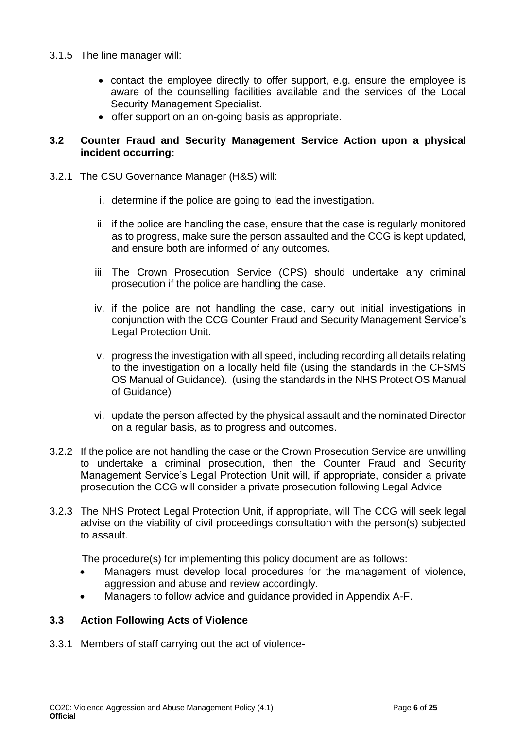3.1.5 The line manager will:

- contact the employee directly to offer support, e.g. ensure the employee is aware of the counselling facilities available and the services of the Local Security Management Specialist.
- offer support on an on-going basis as appropriate.

### 3.2 Counter Fraud and Security Management Service Action upon a physical incident occurring:

3.2.1 The CSU Governance Manager (H&S) will:

i. determine if the police are going to lead the investigation.

ii. if the police are handling the case, ensure that the case is regularly monitored as to progress, make sure the person assaulted and the CCG is kept updated, and ensure both are informed of any outcomes.

iii. The Crown Prosecution Service (CPS) should undertake any criminal prosecution if the police are handling the case.

iv. if the police are not handling the case, carry out initial investigations in conjunction with the CCG Counter Fraud and Security Management Service's Legal Protection Unit.

v. progress the investigation with all speed, including recording all details relating to the investigation on a locally held file (using the standards in the CFSMS OS Manual of Guidance). (using the standards in the NHS Protect OS Manual of Guidance)

vi. update the person affected by the physical assault and the nominated Director on a regular basis, as to progress and outcomes.

3.2.2 If the police are not handling the case or the Crown Prosecution Service are unwilling to undertake a criminal prosecution, then the Counter Fraud and Security Management Service's Legal Protection Unit will, if appropriate, consider a private prosecution the CCG will consider a private prosecution following Legal Advice

3.2.3 The NHS Protect Legal Protection Unit, if appropriate, will The CCG will seek legal advise on the viability of civil proceedings consultation with the person(s) subjected to assault.

The procedure(s) for implementing this policy document are as follows:

- Managers must develop local procedures for the management of violence, aggression and abuse and review accordingly.
- Managers to follow advice and guidance provided in Appendix A-F.

### 3.3 Action Following Acts of Violence

3.3.1 Members of staff carrying out the act of violence-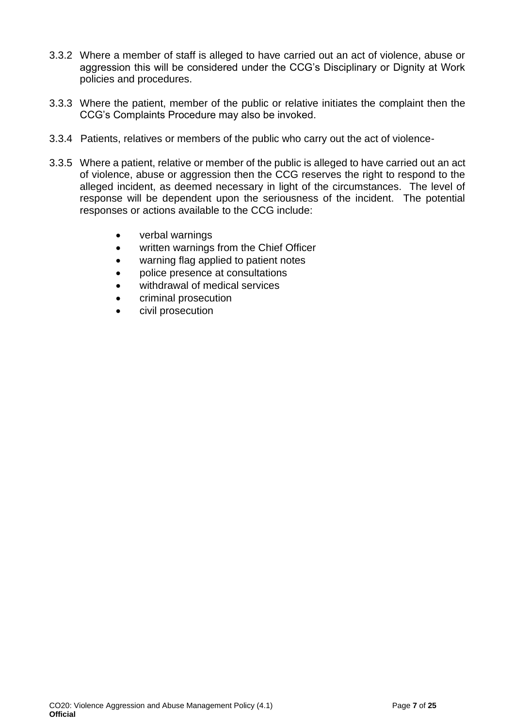3.3.2 Where a member of staff is alleged to have carried out an act of violence, abuse or aggression this will be considered under the CCG's Disciplinary or Dignity at Work policies and procedures.

3.3.3 Where the patient, member of the public or relative initiates the complaint then the CCG's Complaints Procedure may also be invoked.

3.3.4 Patients, relatives or members of the public who carry out the act of violence-

3.3.5 Where a patient, relative or member of the public is alleged to have carried out an act of violence, abuse or aggression then the CCG reserves the right to respond to the alleged incident, as deemed necessary in light of the circumstances. The level of response will be dependent upon the seriousness of the incident. The potential responses or actions available to the CCG include:

- verbal warnings
- written warnings from the Chief Officer
- warning flag applied to patient notes
- police presence at consultations
- withdrawal of medical services
- criminal prosecution
- civil prosecution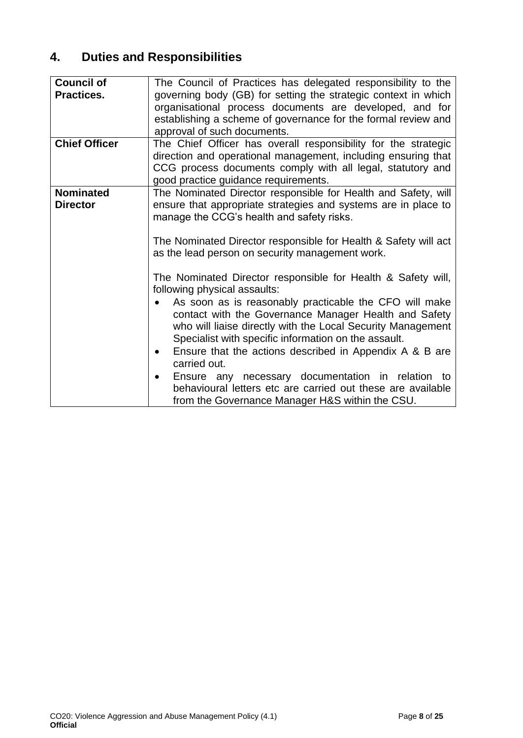## 4. Duties and Responsibilities

| | |
|---|---|
| **Council of Practices.** | The Council of Practices has delegated responsibility to the governing body (GB) for setting the strategic context in which organisational process documents are developed, and for establishing a scheme of governance for the formal review and approval of such documents. |
| **Chief Officer** | The Chief Officer has overall responsibility for the strategic direction and operational management, including ensuring that CCG process documents comply with all legal, statutory and good practice guidance requirements. |
| **Nominated Director** | The Nominated Director responsible for Health and Safety, will ensure that appropriate strategies and systems are in place to manage the CCG's health and safety risks.<br><br>The Nominated Director responsible for Health & Safety will act as the lead person on security management work.<br><br>The Nominated Director responsible for Health & Safety will, following physical assaults:<br>• As soon as is reasonably practicable the CFO will make contact with the Governance Manager Health and Safety who will liaise directly with the Local Security Management Specialist with specific information on the assault.<br>• Ensure that the actions described in Appendix A & B are carried out.<br>• Ensure any necessary documentation in relation to behavioural letters etc are carried out these are available from the Governance Manager H&S within the CSU. |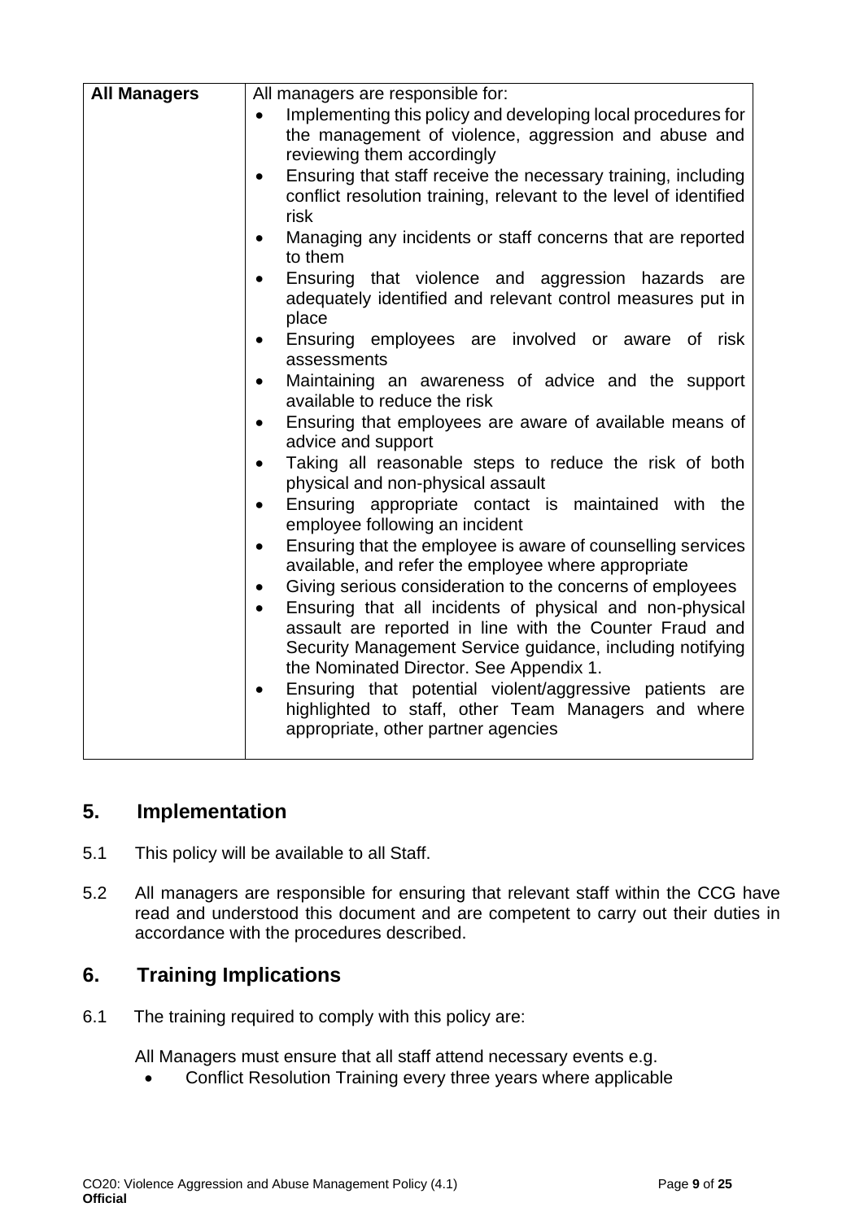| **All Managers** | All managers are responsible for:<br>• Implementing this policy and developing local procedures for the management of violence, aggression and abuse and reviewing them accordingly<br>• Ensuring that staff receive the necessary training, including conflict resolution training, relevant to the level of identified risk<br>• Managing any incidents or staff concerns that are reported to them<br>• Ensuring that violence and aggression hazards are adequately identified and relevant control measures put in place<br>• Ensuring employees are involved or aware of risk assessments<br>• Maintaining an awareness of advice and the support available to reduce the risk<br>• Ensuring that employees are aware of available means of advice and support<br>• Taking all reasonable steps to reduce the risk of both physical and non-physical assault<br>• Ensuring appropriate contact is maintained with the employee following an incident<br>• Ensuring that the employee is aware of counselling services available, and refer the employee where appropriate<br>• Giving serious consideration to the concerns of employees<br>• Ensuring that all incidents of physical and non-physical assault are reported in line with the Counter Fraud and Security Management Service guidance, including notifying the Nominated Director. See Appendix 1.<br>• Ensuring that potential violent/aggressive patients are highlighted to staff, other Team Managers and where appropriate, other partner agencies |
|---|---|

## 5. Implementation

5.1 This policy will be available to all Staff.

5.2 All managers are responsible for ensuring that relevant staff within the CCG have read and understood this document and are competent to carry out their duties in accordance with the procedures described.

## 6. Training Implications

6.1 The training required to comply with this policy are:

All Managers must ensure that all staff attend necessary events e.g.

- Conflict Resolution Training every three years where applicable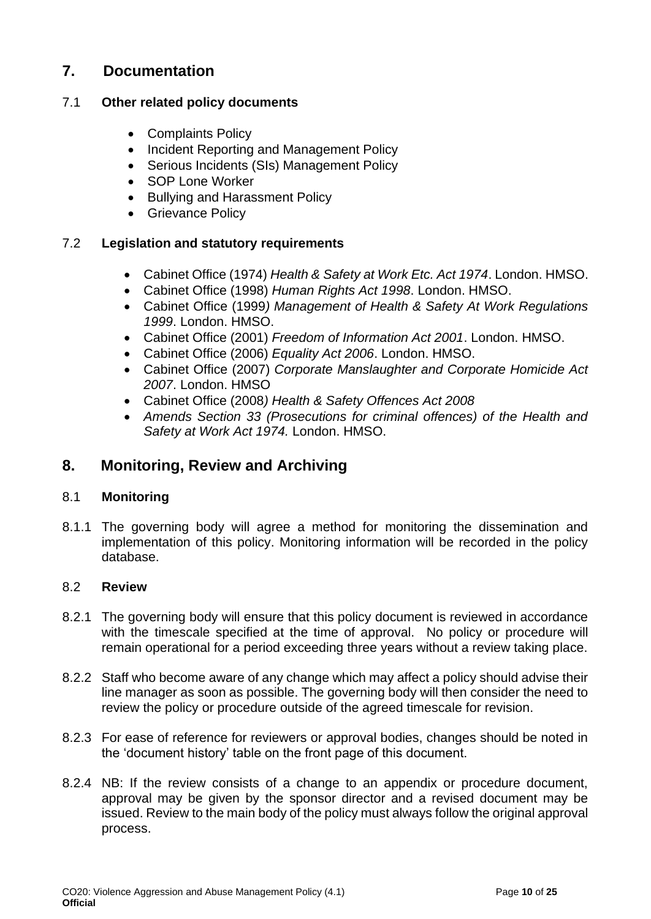## 7. Documentation

### 7.1 Other related policy documents

- Complaints Policy
- Incident Reporting and Management Policy
- Serious Incidents (SIs) Management Policy
- SOP Lone Worker
- Bullying and Harassment Policy
- Grievance Policy

### 7.2 Legislation and statutory requirements

- Cabinet Office (1974) *Health & Safety at Work Etc. Act 1974*. London. HMSO.
- Cabinet Office (1998) *Human Rights Act 1998*. London. HMSO.
- Cabinet Office (1999*) Management of Health & Safety At Work Regulations 1999*. London. HMSO.
- Cabinet Office (2001) *Freedom of Information Act 2001*. London. HMSO.
- Cabinet Office (2006) *Equality Act 2006*. London. HMSO.
- Cabinet Office (2007) *Corporate Manslaughter and Corporate Homicide Act 2007*. London. HMSO
- Cabinet Office (2008*) Health & Safety Offences Act 2008*
- *Amends Section 33 (Prosecutions for criminal offences) of the Health and Safety at Work Act 1974.* London. HMSO.

## 8. Monitoring, Review and Archiving

### 8.1 Monitoring

8.1.1 The governing body will agree a method for monitoring the dissemination and implementation of this policy. Monitoring information will be recorded in the policy database.

### 8.2 Review

8.2.1 The governing body will ensure that this policy document is reviewed in accordance with the timescale specified at the time of approval. No policy or procedure will remain operational for a period exceeding three years without a review taking place.

8.2.2 Staff who become aware of any change which may affect a policy should advise their line manager as soon as possible. The governing body will then consider the need to review the policy or procedure outside of the agreed timescale for revision.

8.2.3 For ease of reference for reviewers or approval bodies, changes should be noted in the 'document history' table on the front page of this document.

8.2.4 NB: If the review consists of a change to an appendix or procedure document, approval may be given by the sponsor director and a revised document may be issued. Review to the main body of the policy must always follow the original approval process.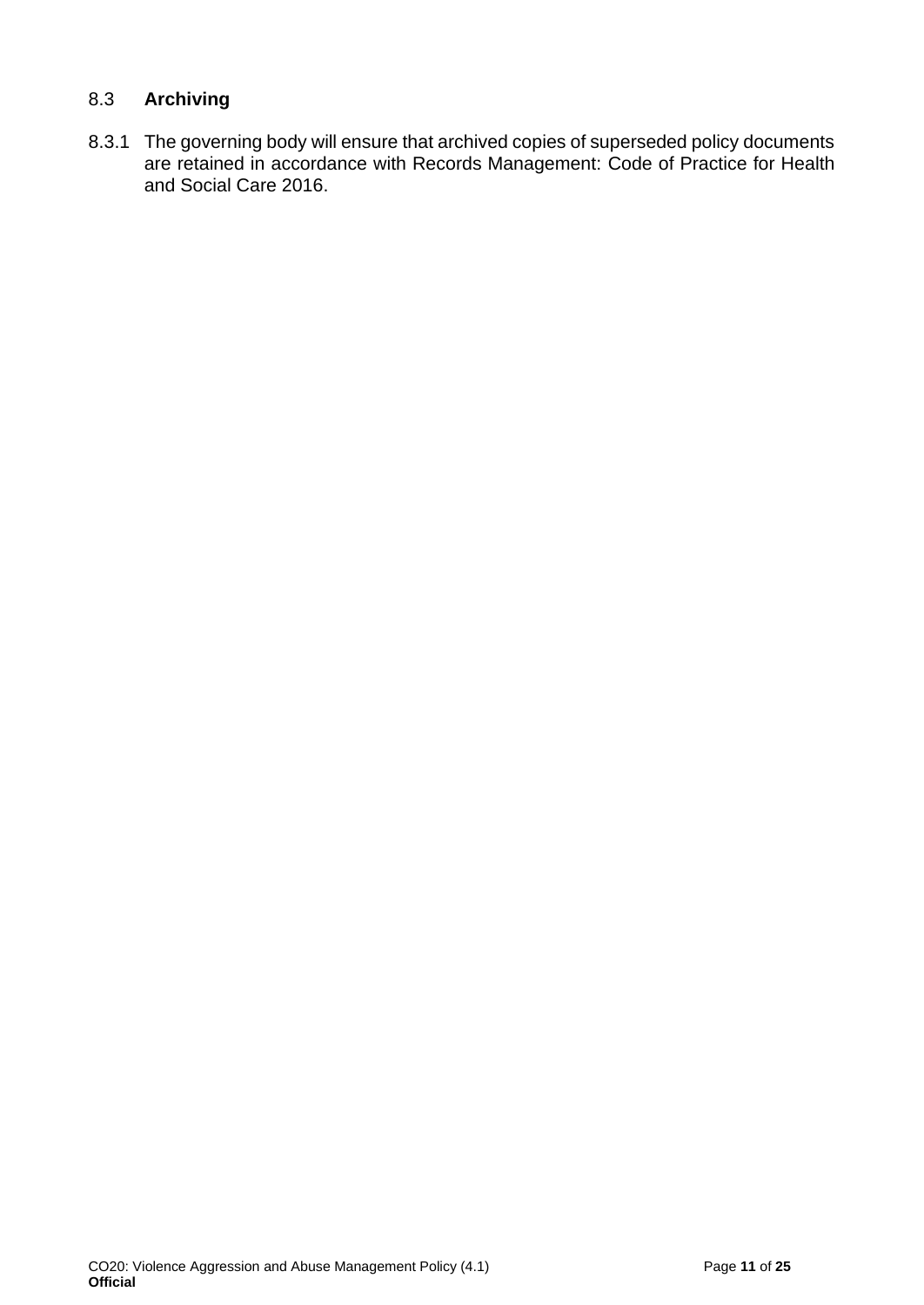### 8.3 **Archiving**

8.3.1 The governing body will ensure that archived copies of superseded policy documents are retained in accordance with Records Management: Code of Practice for Health and Social Care 2016.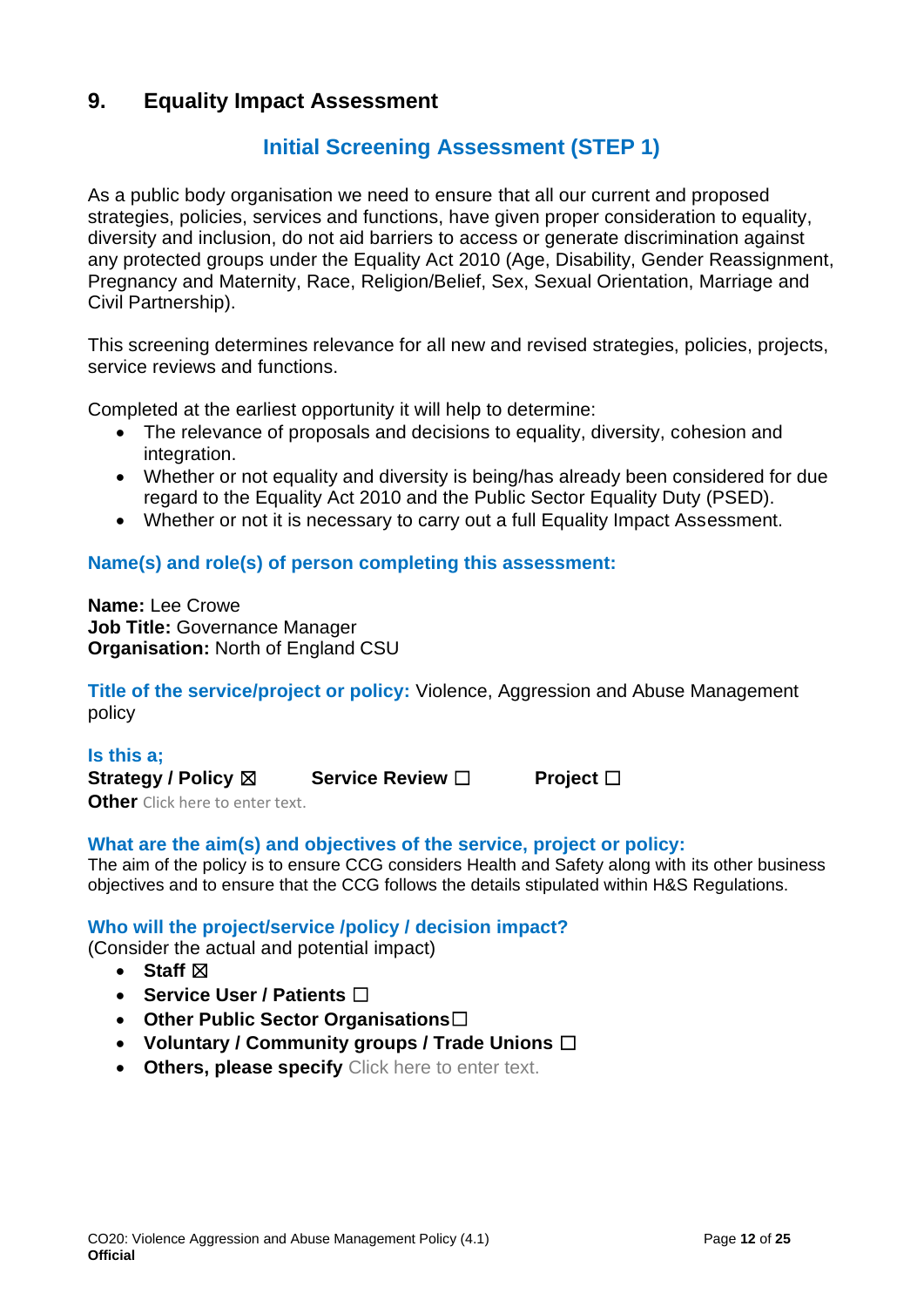## 9. Equality Impact Assessment

### Initial Screening Assessment (STEP 1)

As a public body organisation we need to ensure that all our current and proposed strategies, policies, services and functions, have given proper consideration to equality, diversity and inclusion, do not aid barriers to access or generate discrimination against any protected groups under the Equality Act 2010 (Age, Disability, Gender Reassignment, Pregnancy and Maternity, Race, Religion/Belief, Sex, Sexual Orientation, Marriage and Civil Partnership).

This screening determines relevance for all new and revised strategies, policies, projects, service reviews and functions.

Completed at the earliest opportunity it will help to determine:

- The relevance of proposals and decisions to equality, diversity, cohesion and integration.
- Whether or not equality and diversity is being/has already been considered for due regard to the Equality Act 2010 and the Public Sector Equality Duty (PSED).
- Whether or not it is necessary to carry out a full Equality Impact Assessment.

**Name(s) and role(s) of person completing this assessment:**

**Name:** Lee Crowe
**Job Title:** Governance Manager
**Organisation:** North of England CSU

**Title of the service/project or policy:** Violence, Aggression and Abuse Management policy

**Is this a;**
**Strategy / Policy** ☒ **Service Review** ☐ **Project** ☐
**Other** Click here to enter text.

**What are the aim(s) and objectives of the service, project or policy:**
The aim of the policy is to ensure CCG considers Health and Safety along with its other business objectives and to ensure that the CCG follows the details stipulated within H&S Regulations.

**Who will the project/service /policy / decision impact?**
(Consider the actual and potential impact)

- **Staff** ☒
- **Service User / Patients** ☐
- **Other Public Sector Organisations** ☐
- **Voluntary / Community groups / Trade Unions** ☐
- **Others, please specify** Click here to enter text.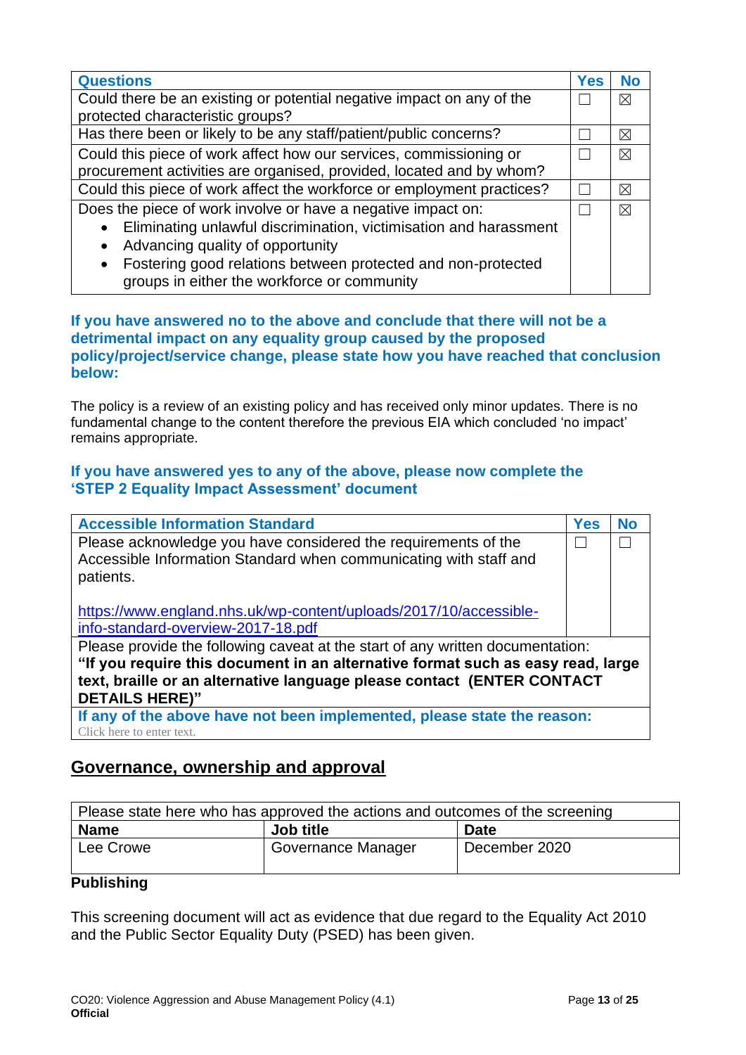| Questions | Yes | No |
|---|---|---|
| Could there be an existing or potential negative impact on any of the protected characteristic groups? | ☐ | ☒ |
| Has there been or likely to be any staff/patient/public concerns? | ☐ | ☒ |
| Could this piece of work affect how our services, commissioning or procurement activities are organised, provided, located and by whom? | ☐ | ☒ |
| Could this piece of work affect the workforce or employment practices? | ☐ | ☒ |
| Does the piece of work involve or have a negative impact on:<br>• Eliminating unlawful discrimination, victimisation and harassment<br>• Advancing quality of opportunity<br>• Fostering good relations between protected and non-protected groups in either the workforce or community | ☐ | ☒ |

**If you have answered no to the above and conclude that there will not be a detrimental impact on any equality group caused by the proposed policy/project/service change, please state how you have reached that conclusion below:**

The policy is a review of an existing policy and has received only minor updates. There is no fundamental change to the content therefore the previous EIA which concluded 'no impact' remains appropriate.

**If you have answered yes to any of the above, please now complete the 'STEP 2 Equality Impact Assessment' document**

| Accessible Information Standard | Yes | No |
|---|---|---|
| Please acknowledge you have considered the requirements of the Accessible Information Standard when communicating with staff and patients.<br><br>https://www.england.nhs.uk/wp-content/uploads/2017/10/accessible-info-standard-overview-2017-18.pdf | ☐ | ☐ |
| Please provide the following caveat at the start of any written documentation:<br>**"If you require this document in an alternative format such as easy read, large text, braille or an alternative language please contact (ENTER CONTACT DETAILS HERE)"** | | |
| **If any of the above have not been implemented, please state the reason:**<br>Click here to enter text. | | |

## Governance, ownership and approval

| Please state here who has approved the actions and outcomes of the screening | | |
|---|---|---|
| **Name** | **Job title** | **Date** |
| Lee Crowe | Governance Manager | December 2020 |

**Publishing**

This screening document will act as evidence that due regard to the Equality Act 2010 and the Public Sector Equality Duty (PSED) has been given.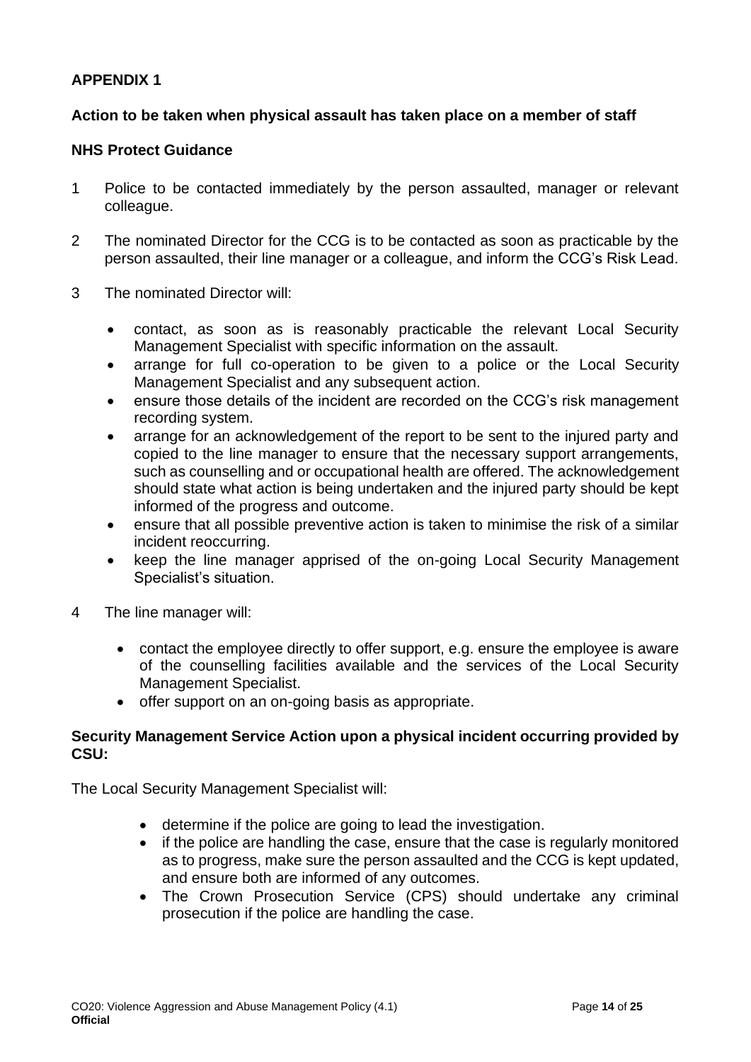## APPENDIX 1

### Action to be taken when physical assault has taken place on a member of staff

### NHS Protect Guidance

1. Police to be contacted immediately by the person assaulted, manager or relevant colleague.

2. The nominated Director for the CCG is to be contacted as soon as practicable by the person assaulted, their line manager or a colleague, and inform the CCG's Risk Lead.

3. The nominated Director will:

   - contact, as soon as is reasonably practicable the relevant Local Security Management Specialist with specific information on the assault.
   - arrange for full co-operation to be given to a police or the Local Security Management Specialist and any subsequent action.
   - ensure those details of the incident are recorded on the CCG's risk management recording system.
   - arrange for an acknowledgement of the report to be sent to the injured party and copied to the line manager to ensure that the necessary support arrangements, such as counselling and or occupational health are offered. The acknowledgement should state what action is being undertaken and the injured party should be kept informed of the progress and outcome.
   - ensure that all possible preventive action is taken to minimise the risk of a similar incident reoccurring.
   - keep the line manager apprised of the on-going Local Security Management Specialist's situation.

4. The line manager will:

   - contact the employee directly to offer support, e.g. ensure the employee is aware of the counselling facilities available and the services of the Local Security Management Specialist.
   - offer support on an on-going basis as appropriate.

### Security Management Service Action upon a physical incident occurring provided by CSU:

The Local Security Management Specialist will:

- determine if the police are going to lead the investigation.
- if the police are handling the case, ensure that the case is regularly monitored as to progress, make sure the person assaulted and the CCG is kept updated, and ensure both are informed of any outcomes.
- The Crown Prosecution Service (CPS) should undertake any criminal prosecution if the police are handling the case.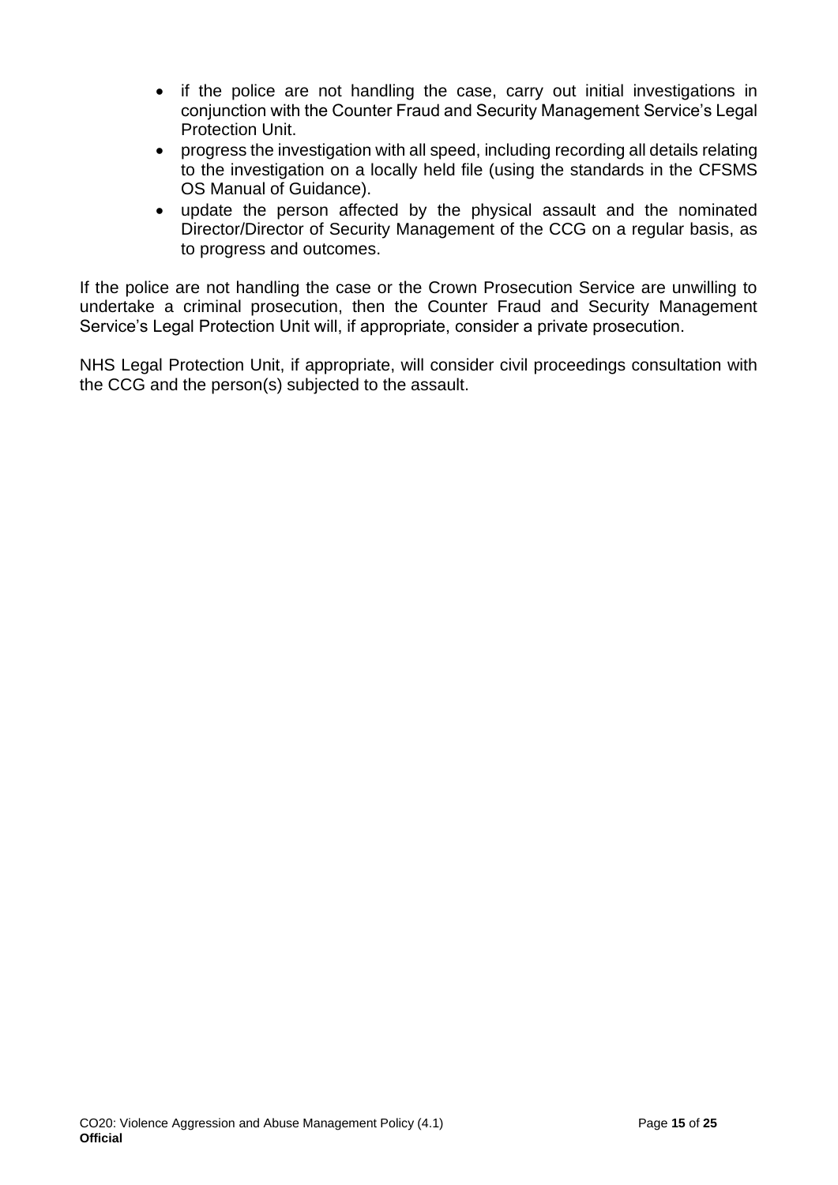- if the police are not handling the case, carry out initial investigations in conjunction with the Counter Fraud and Security Management Service's Legal Protection Unit.
- progress the investigation with all speed, including recording all details relating to the investigation on a locally held file (using the standards in the CFSMS OS Manual of Guidance).
- update the person affected by the physical assault and the nominated Director/Director of Security Management of the CCG on a regular basis, as to progress and outcomes.

If the police are not handling the case or the Crown Prosecution Service are unwilling to undertake a criminal prosecution, then the Counter Fraud and Security Management Service's Legal Protection Unit will, if appropriate, consider a private prosecution.

NHS Legal Protection Unit, if appropriate, will consider civil proceedings consultation with the CCG and the person(s) subjected to the assault.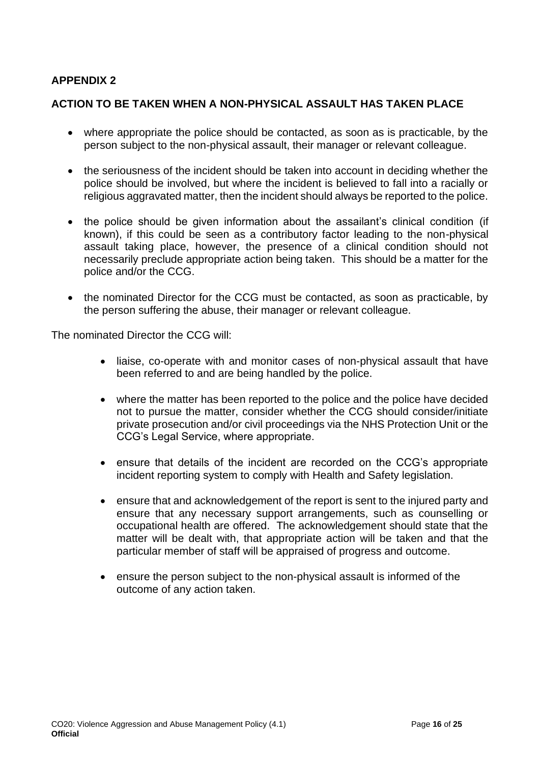## APPENDIX 2

## ACTION TO BE TAKEN WHEN A NON-PHYSICAL ASSAULT HAS TAKEN PLACE

- where appropriate the police should be contacted, as soon as is practicable, by the person subject to the non-physical assault, their manager or relevant colleague.
- the seriousness of the incident should be taken into account in deciding whether the police should be involved, but where the incident is believed to fall into a racially or religious aggravated matter, then the incident should always be reported to the police.
- the police should be given information about the assailant's clinical condition (if known), if this could be seen as a contributory factor leading to the non-physical assault taking place, however, the presence of a clinical condition should not necessarily preclude appropriate action being taken. This should be a matter for the police and/or the CCG.
- the nominated Director for the CCG must be contacted, as soon as practicable, by the person suffering the abuse, their manager or relevant colleague.

The nominated Director the CCG will:

- liaise, co-operate with and monitor cases of non-physical assault that have been referred to and are being handled by the police.
- where the matter has been reported to the police and the police have decided not to pursue the matter, consider whether the CCG should consider/initiate private prosecution and/or civil proceedings via the NHS Protection Unit or the CCG's Legal Service, where appropriate.
- ensure that details of the incident are recorded on the CCG's appropriate incident reporting system to comply with Health and Safety legislation.
- ensure that and acknowledgement of the report is sent to the injured party and ensure that any necessary support arrangements, such as counselling or occupational health are offered. The acknowledgement should state that the matter will be dealt with, that appropriate action will be taken and that the particular member of staff will be appraised of progress and outcome.
- ensure the person subject to the non-physical assault is informed of the outcome of any action taken.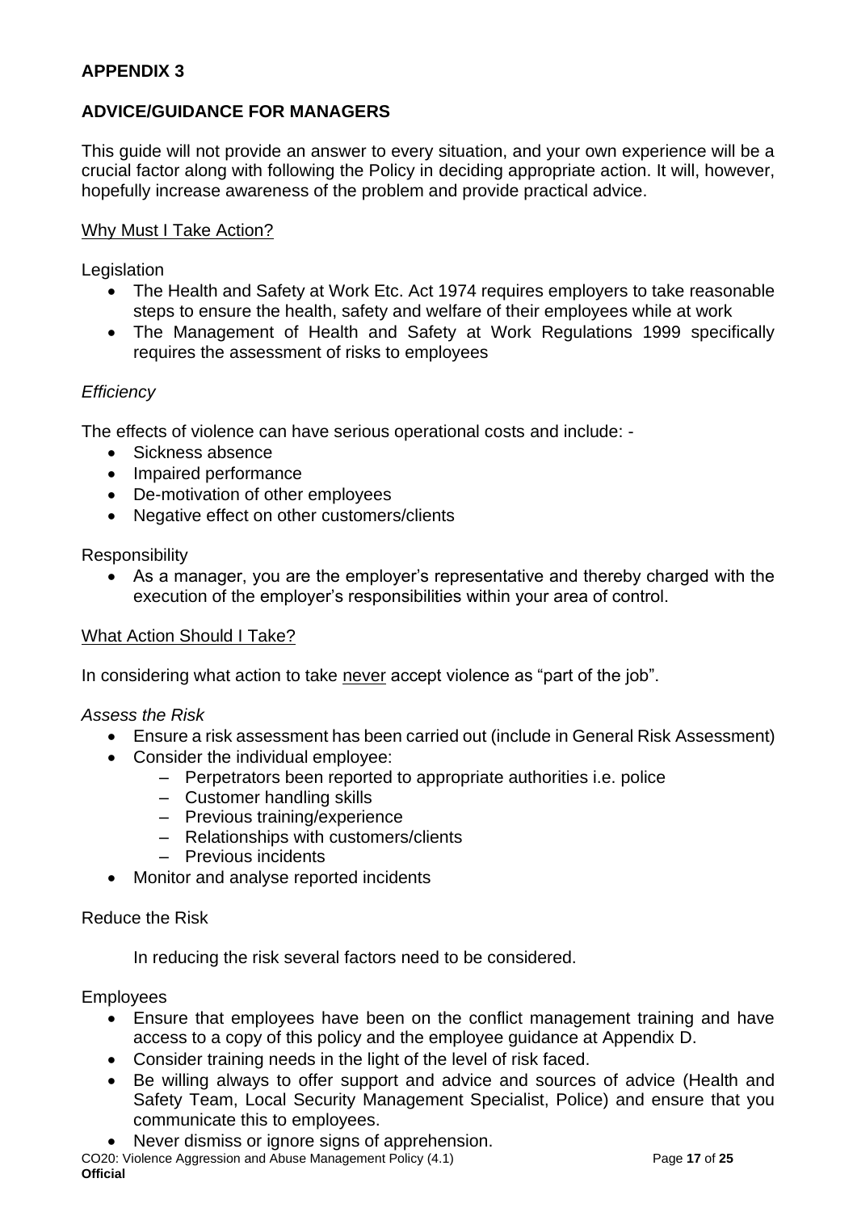## APPENDIX 3

## ADVICE/GUIDANCE FOR MANAGERS

This guide will not provide an answer to every situation, and your own experience will be a crucial factor along with following the Policy in deciding appropriate action. It will, however, hopefully increase awareness of the problem and provide practical advice.

<u>Why Must I Take Action?</u>

Legislation

- The Health and Safety at Work Etc. Act 1974 requires employers to take reasonable steps to ensure the health, safety and welfare of their employees while at work
- The Management of Health and Safety at Work Regulations 1999 specifically requires the assessment of risks to employees

*Efficiency*

The effects of violence can have serious operational costs and include: -

- Sickness absence
- Impaired performance
- De-motivation of other employees
- Negative effect on other customers/clients

Responsibility

- As a manager, you are the employer's representative and thereby charged with the execution of the employer's responsibilities within your area of control.

<u>What Action Should I Take?</u>

In considering what action to take <u>never</u> accept violence as "part of the job".

*Assess the Risk*

- Ensure a risk assessment has been carried out (include in General Risk Assessment)
- Consider the individual employee:
  - Perpetrators been reported to appropriate authorities i.e. police
  - Customer handling skills
  - Previous training/experience
  - Relationships with customers/clients
  - Previous incidents
- Monitor and analyse reported incidents

Reduce the Risk

In reducing the risk several factors need to be considered.

Employees

- Ensure that employees have been on the conflict management training and have access to a copy of this policy and the employee guidance at Appendix D.
- Consider training needs in the light of the level of risk faced.
- Be willing always to offer support and advice and sources of advice (Health and Safety Team, Local Security Management Specialist, Police) and ensure that you communicate this to employees.
- Never dismiss or ignore signs of apprehension.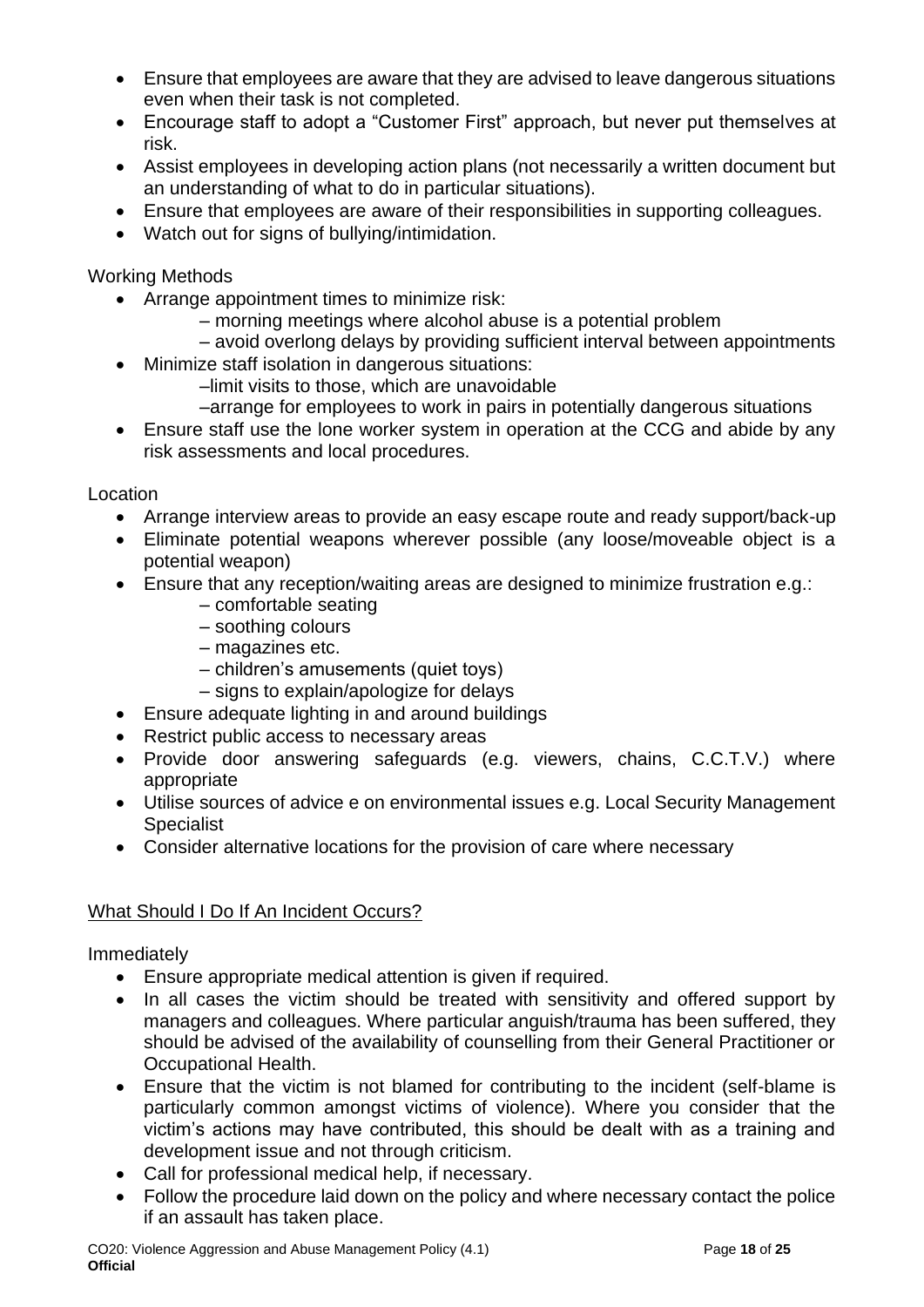- Ensure that employees are aware that they are advised to leave dangerous situations even when their task is not completed.
- Encourage staff to adopt a "Customer First" approach, but never put themselves at risk.
- Assist employees in developing action plans (not necessarily a written document but an understanding of what to do in particular situations).
- Ensure that employees are aware of their responsibilities in supporting colleagues.
- Watch out for signs of bullying/intimidation.

Working Methods

- Arrange appointment times to minimize risk:
  - – morning meetings where alcohol abuse is a potential problem
  - – avoid overlong delays by providing sufficient interval between appointments
- Minimize staff isolation in dangerous situations:
  - –limit visits to those, which are unavoidable
  - –arrange for employees to work in pairs in potentially dangerous situations
- Ensure staff use the lone worker system in operation at the CCG and abide by any risk assessments and local procedures.

Location

- Arrange interview areas to provide an easy escape route and ready support/back-up
- Eliminate potential weapons wherever possible (any loose/moveable object is a potential weapon)
- Ensure that any reception/waiting areas are designed to minimize frustration e.g.:
  - – comfortable seating
  - – soothing colours
  - – magazines etc.
  - – children's amusements (quiet toys)
  - – signs to explain/apologize for delays
- Ensure adequate lighting in and around buildings
- Restrict public access to necessary areas
- Provide door answering safeguards (e.g. viewers, chains, C.C.T.V.) where appropriate
- Utilise sources of advice e on environmental issues e.g. Local Security Management Specialist
- Consider alternative locations for the provision of care where necessary

<u>What Should I Do If An Incident Occurs?</u>

Immediately

- Ensure appropriate medical attention is given if required.
- In all cases the victim should be treated with sensitivity and offered support by managers and colleagues. Where particular anguish/trauma has been suffered, they should be advised of the availability of counselling from their General Practitioner or Occupational Health.
- Ensure that the victim is not blamed for contributing to the incident (self-blame is particularly common amongst victims of violence). Where you consider that the victim's actions may have contributed, this should be dealt with as a training and development issue and not through criticism.
- Call for professional medical help, if necessary.
- Follow the procedure laid down on the policy and where necessary contact the police if an assault has taken place.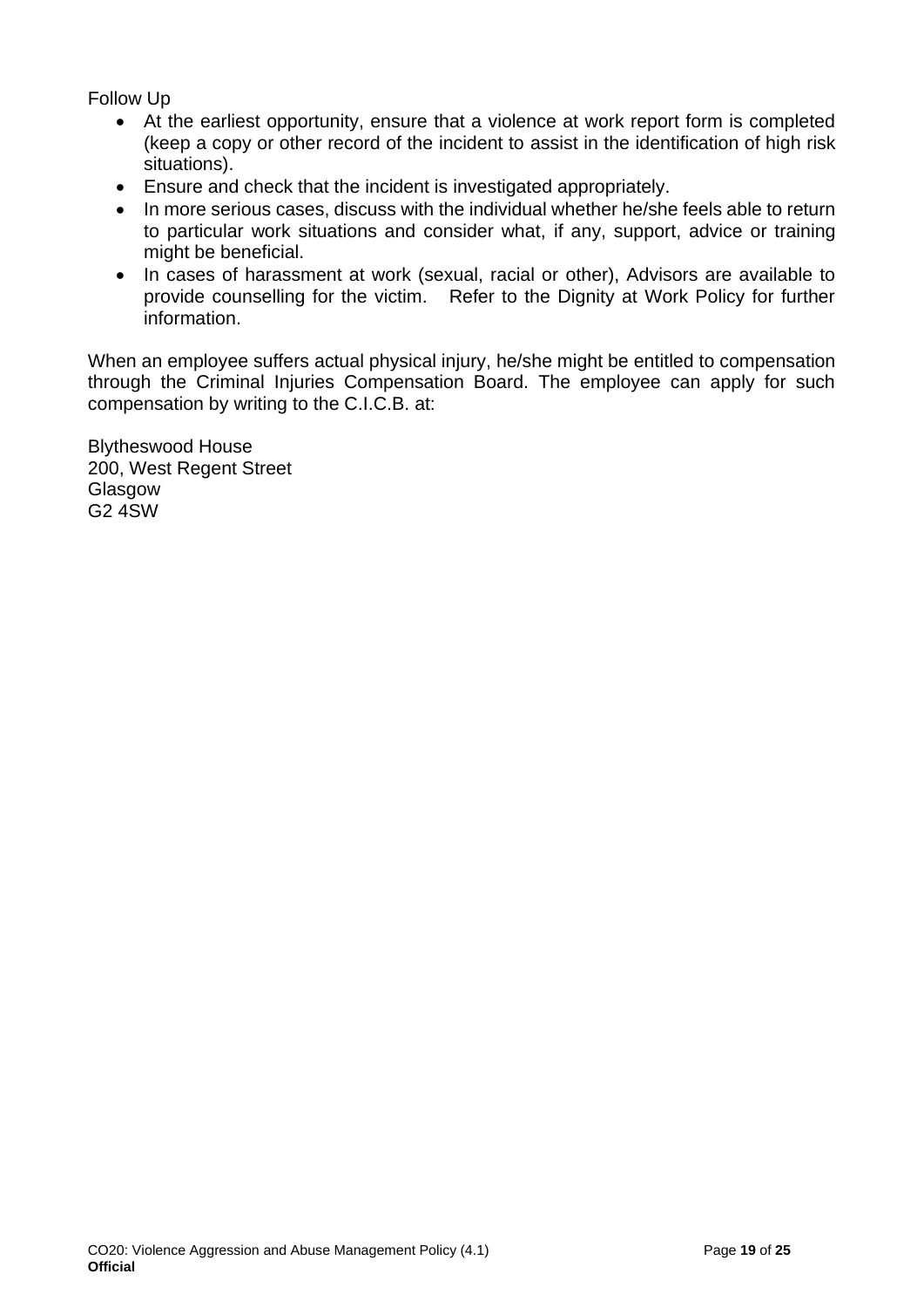Follow Up

- At the earliest opportunity, ensure that a violence at work report form is completed (keep a copy or other record of the incident to assist in the identification of high risk situations).
- Ensure and check that the incident is investigated appropriately.
- In more serious cases, discuss with the individual whether he/she feels able to return to particular work situations and consider what, if any, support, advice or training might be beneficial.
- In cases of harassment at work (sexual, racial or other), Advisors are available to provide counselling for the victim. Refer to the Dignity at Work Policy for further information.

When an employee suffers actual physical injury, he/she might be entitled to compensation through the Criminal Injuries Compensation Board. The employee can apply for such compensation by writing to the C.I.C.B. at:

Blytheswood House
200, West Regent Street
Glasgow
G2 4SW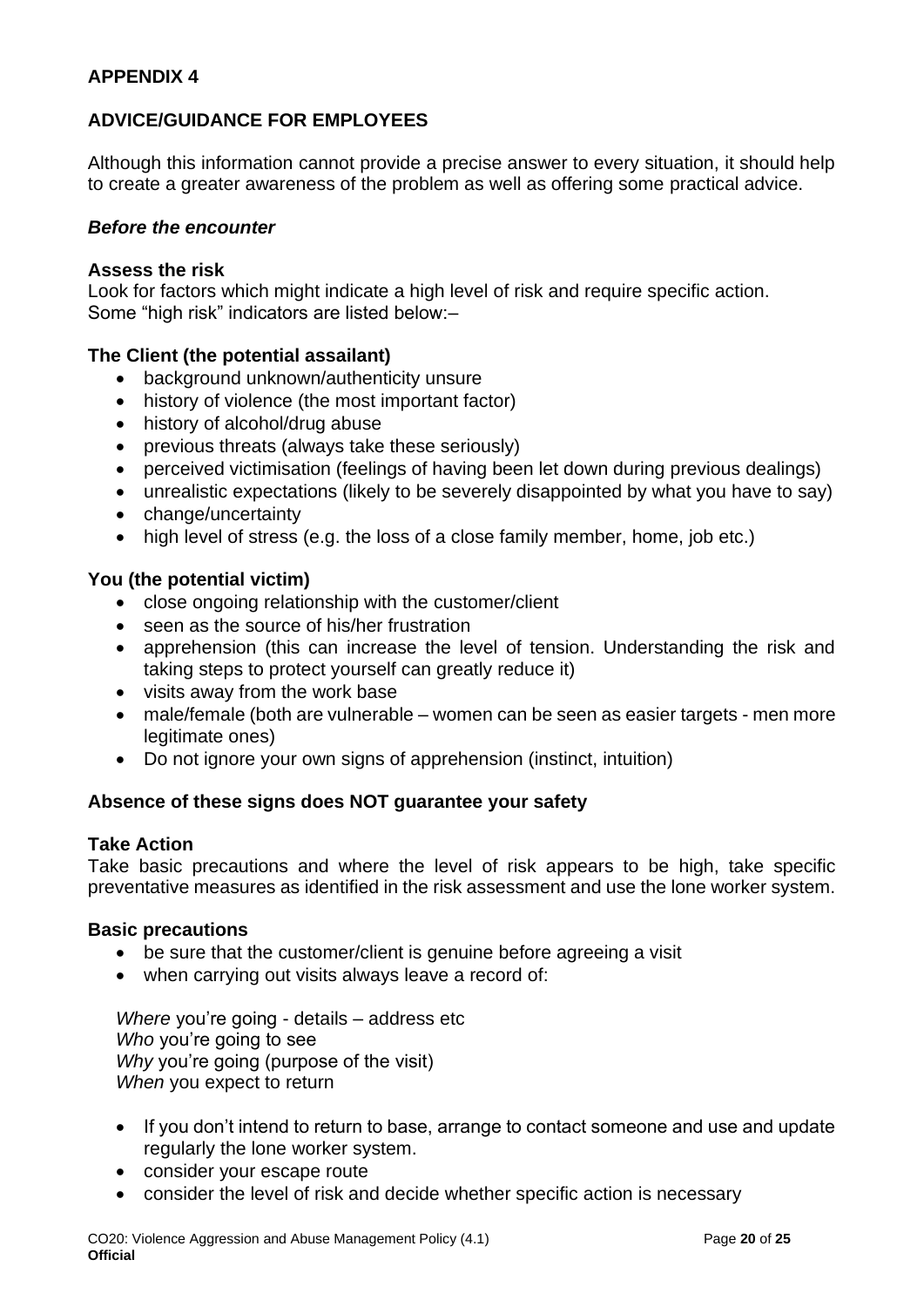## APPENDIX 4

## ADVICE/GUIDANCE FOR EMPLOYEES

Although this information cannot provide a precise answer to every situation, it should help to create a greater awareness of the problem as well as offering some practical advice.

### *Before the encounter*

**Assess the risk**
Look for factors which might indicate a high level of risk and require specific action. Some "high risk" indicators are listed below:–

**The Client (the potential assailant)**

- background unknown/authenticity unsure
- history of violence (the most important factor)
- history of alcohol/drug abuse
- previous threats (always take these seriously)
- perceived victimisation (feelings of having been let down during previous dealings)
- unrealistic expectations (likely to be severely disappointed by what you have to say)
- change/uncertainty
- high level of stress (e.g. the loss of a close family member, home, job etc.)

**You (the potential victim)**

- close ongoing relationship with the customer/client
- seen as the source of his/her frustration
- apprehension (this can increase the level of tension. Understanding the risk and taking steps to protect yourself can greatly reduce it)
- visits away from the work base
- male/female (both are vulnerable – women can be seen as easier targets - men more legitimate ones)
- Do not ignore your own signs of apprehension (instinct, intuition)

**Absence of these signs does NOT guarantee your safety**

**Take Action**
Take basic precautions and where the level of risk appears to be high, take specific preventative measures as identified in the risk assessment and use the lone worker system.

**Basic precautions**

- be sure that the customer/client is genuine before agreeing a visit
- when carrying out visits always leave a record of:

  *Where* you're going - details – address etc
  *Who* you're going to see
  *Why* you're going (purpose of the visit)
  *When* you expect to return

- If you don't intend to return to base, arrange to contact someone and use and update regularly the lone worker system.
- consider your escape route
- consider the level of risk and decide whether specific action is necessary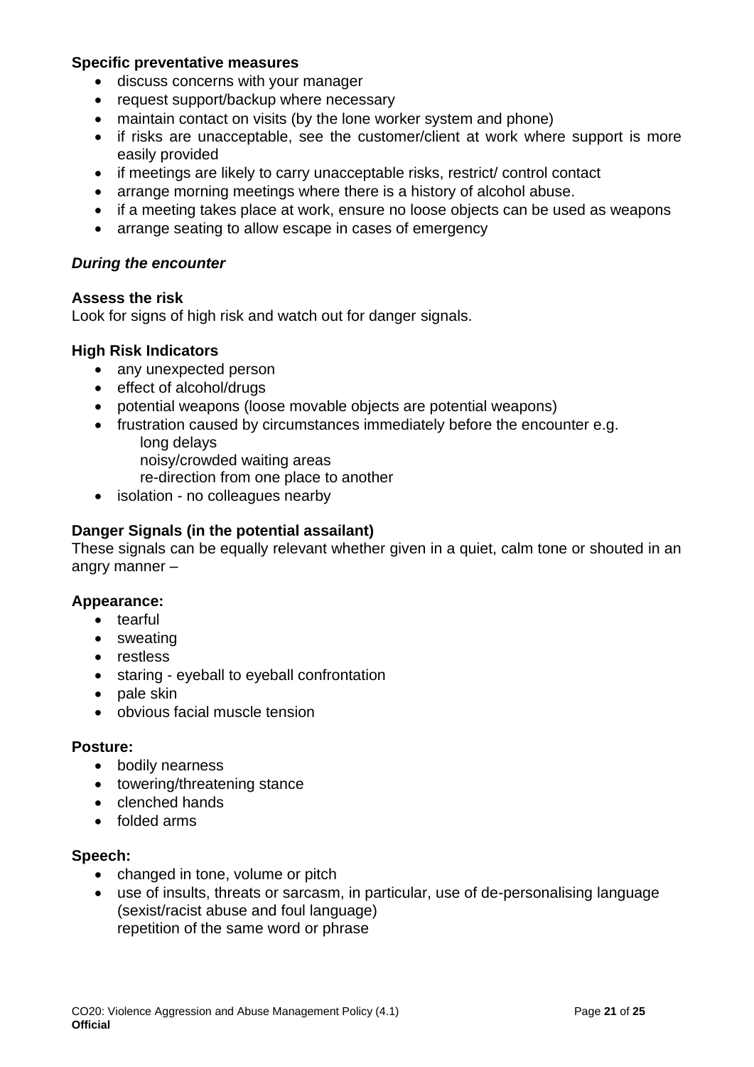**Specific preventative measures**

- discuss concerns with your manager
- request support/backup where necessary
- maintain contact on visits (by the lone worker system and phone)
- if risks are unacceptable, see the customer/client at work where support is more easily provided
- if meetings are likely to carry unacceptable risks, restrict/ control contact
- arrange morning meetings where there is a history of alcohol abuse.
- if a meeting takes place at work, ensure no loose objects can be used as weapons
- arrange seating to allow escape in cases of emergency

***During the encounter***

**Assess the risk**

Look for signs of high risk and watch out for danger signals.

**High Risk Indicators**

- any unexpected person
- effect of alcohol/drugs
- potential weapons (loose movable objects are potential weapons)
- frustration caused by circumstances immediately before the encounter e.g.
  long delays
  noisy/crowded waiting areas
  re-direction from one place to another
- isolation - no colleagues nearby

**Danger Signals (in the potential assailant)**

These signals can be equally relevant whether given in a quiet, calm tone or shouted in an angry manner –

**Appearance:**

- tearful
- sweating
- restless
- staring - eyeball to eyeball confrontation
- pale skin
- obvious facial muscle tension

**Posture:**

- bodily nearness
- towering/threatening stance
- clenched hands
- folded arms

**Speech:**

- changed in tone, volume or pitch
- use of insults, threats or sarcasm, in particular, use of de-personalising language (sexist/racist abuse and foul language)
  repetition of the same word or phrase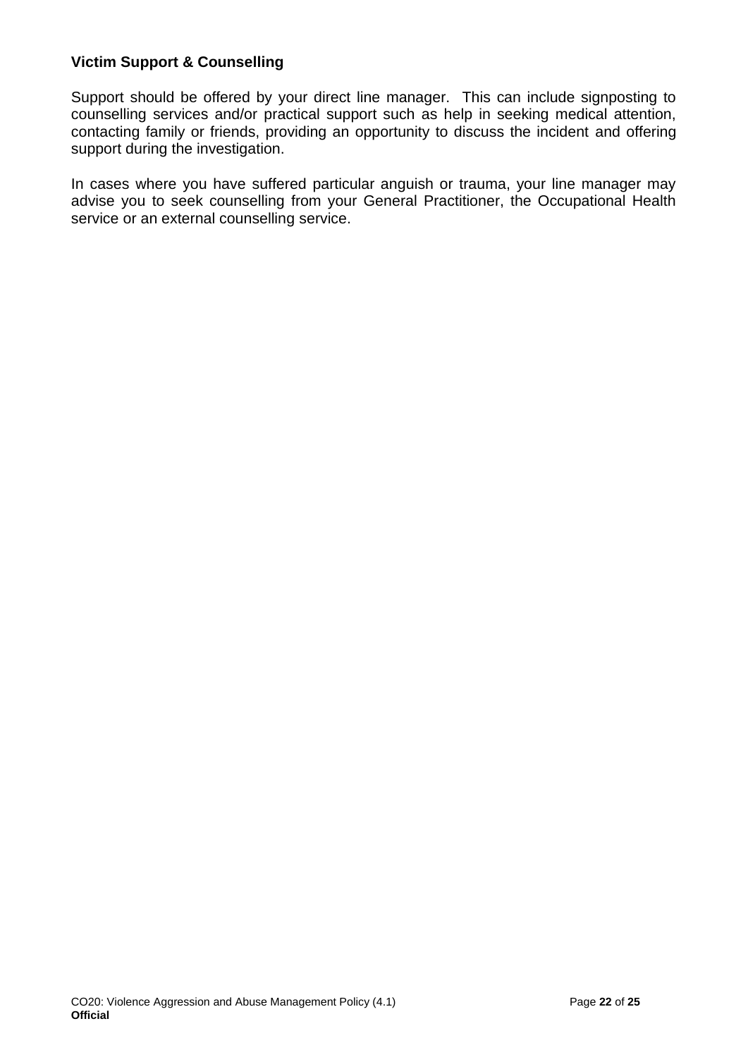**Victim Support & Counselling**

Support should be offered by your direct line manager. This can include signposting to counselling services and/or practical support such as help in seeking medical attention, contacting family or friends, providing an opportunity to discuss the incident and offering support during the investigation.

In cases where you have suffered particular anguish or trauma, your line manager may advise you to seek counselling from your General Practitioner, the Occupational Health service or an external counselling service.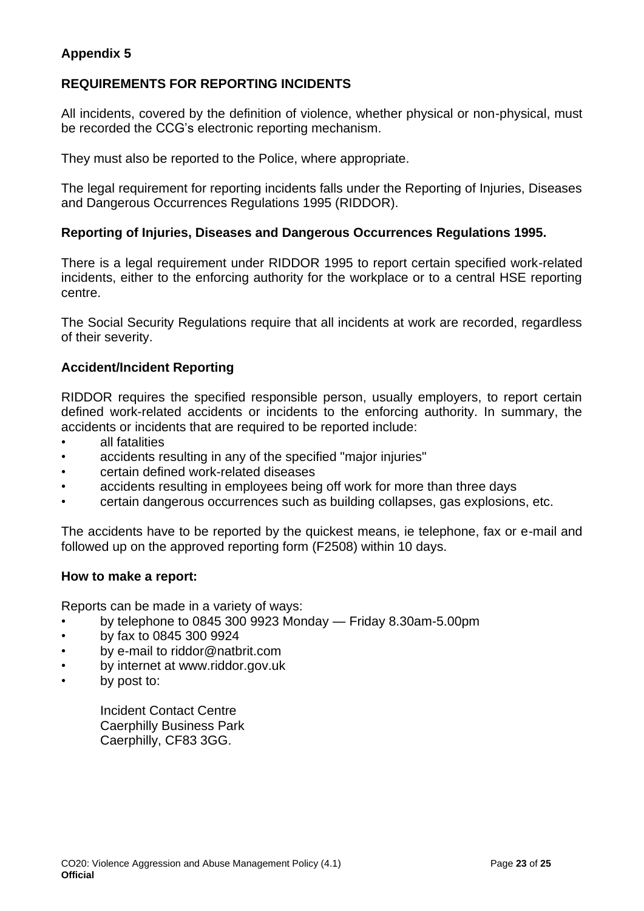**Appendix 5**

**REQUIREMENTS FOR REPORTING INCIDENTS**

All incidents, covered by the definition of violence, whether physical or non-physical, must be recorded the CCG's electronic reporting mechanism.

They must also be reported to the Police, where appropriate.

The legal requirement for reporting incidents falls under the Reporting of Injuries, Diseases and Dangerous Occurrences Regulations 1995 (RIDDOR).

**Reporting of Injuries, Diseases and Dangerous Occurrences Regulations 1995.**

There is a legal requirement under RIDDOR 1995 to report certain specified work-related incidents, either to the enforcing authority for the workplace or to a central HSE reporting centre.

The Social Security Regulations require that all incidents at work are recorded, regardless of their severity.

**Accident/Incident Reporting**

RIDDOR requires the specified responsible person, usually employers, to report certain defined work-related accidents or incidents to the enforcing authority. In summary, the accidents or incidents that are required to be reported include:

- all fatalities
- accidents resulting in any of the specified "major injuries"
- certain defined work-related diseases
- accidents resulting in employees being off work for more than three days
- certain dangerous occurrences such as building collapses, gas explosions, etc.

The accidents have to be reported by the quickest means, ie telephone, fax or e-mail and followed up on the approved reporting form (F2508) within 10 days.

**How to make a report:**

Reports can be made in a variety of ways:

- by telephone to 0845 300 9923 Monday — Friday 8.30am-5.00pm
- by fax to 0845 300 9924
- by e-mail to riddor@natbrit.com
- by internet at www.riddor.gov.uk
- by post to:

  Incident Contact Centre
  Caerphilly Business Park
  Caerphilly, CF83 3GG.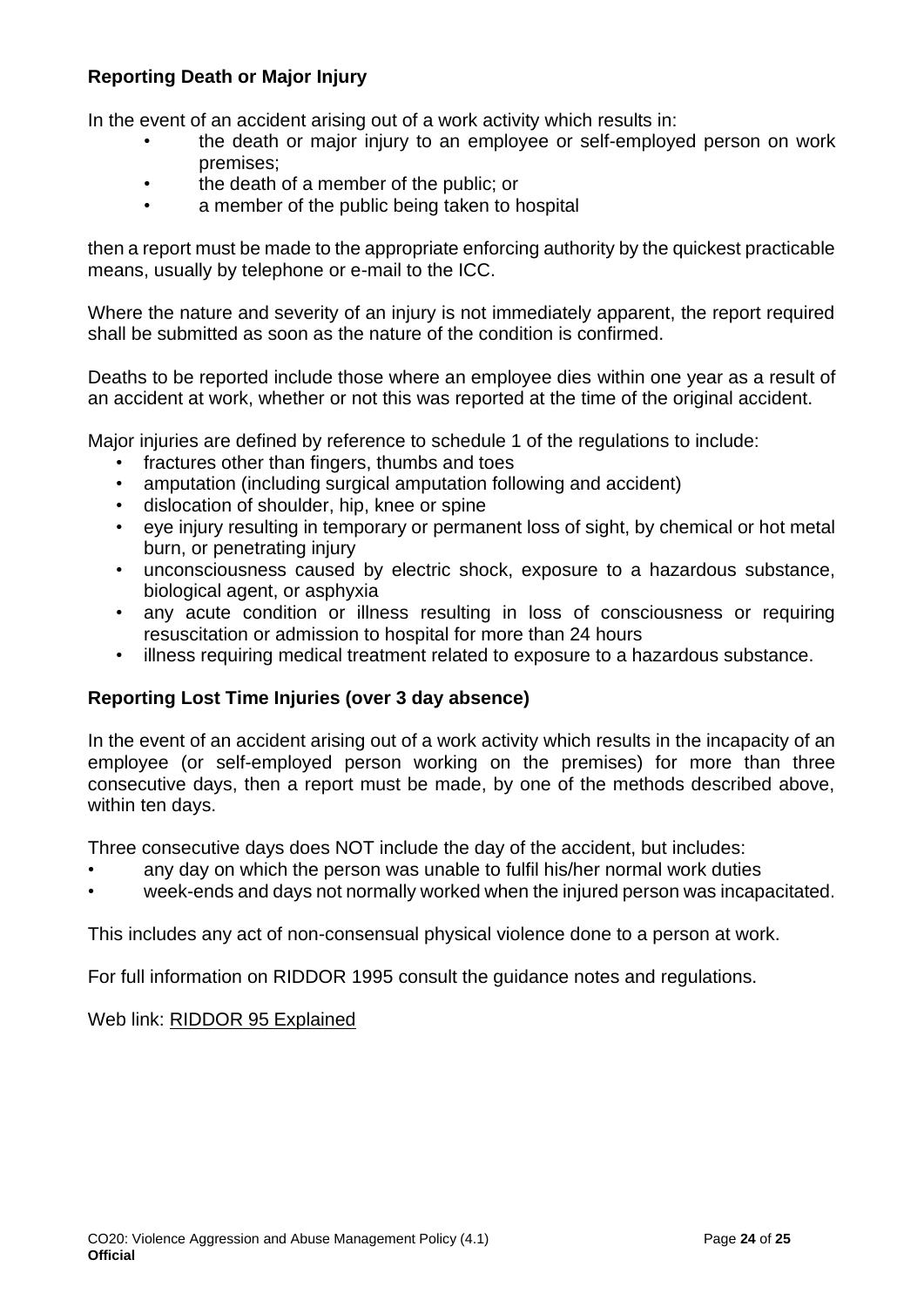**Reporting Death or Major Injury**

In the event of an accident arising out of a work activity which results in:

- the death or major injury to an employee or self-employed person on work premises;
- the death of a member of the public; or
- a member of the public being taken to hospital

then a report must be made to the appropriate enforcing authority by the quickest practicable means, usually by telephone or e-mail to the ICC.

Where the nature and severity of an injury is not immediately apparent, the report required shall be submitted as soon as the nature of the condition is confirmed.

Deaths to be reported include those where an employee dies within one year as a result of an accident at work, whether or not this was reported at the time of the original accident.

Major injuries are defined by reference to schedule 1 of the regulations to include:

- fractures other than fingers, thumbs and toes
- amputation (including surgical amputation following and accident)
- dislocation of shoulder, hip, knee or spine
- eye injury resulting in temporary or permanent loss of sight, by chemical or hot metal burn, or penetrating injury
- unconsciousness caused by electric shock, exposure to a hazardous substance, biological agent, or asphyxia
- any acute condition or illness resulting in loss of consciousness or requiring resuscitation or admission to hospital for more than 24 hours
- illness requiring medical treatment related to exposure to a hazardous substance.

**Reporting Lost Time Injuries (over 3 day absence)**

In the event of an accident arising out of a work activity which results in the incapacity of an employee (or self-employed person working on the premises) for more than three consecutive days, then a report must be made, by one of the methods described above, within ten days.

Three consecutive days does NOT include the day of the accident, but includes:

- any day on which the person was unable to fulfil his/her normal work duties
- week-ends and days not normally worked when the injured person was incapacitated.

This includes any act of non-consensual physical violence done to a person at work.

For full information on RIDDOR 1995 consult the guidance notes and regulations.

Web link: RIDDOR 95 Explained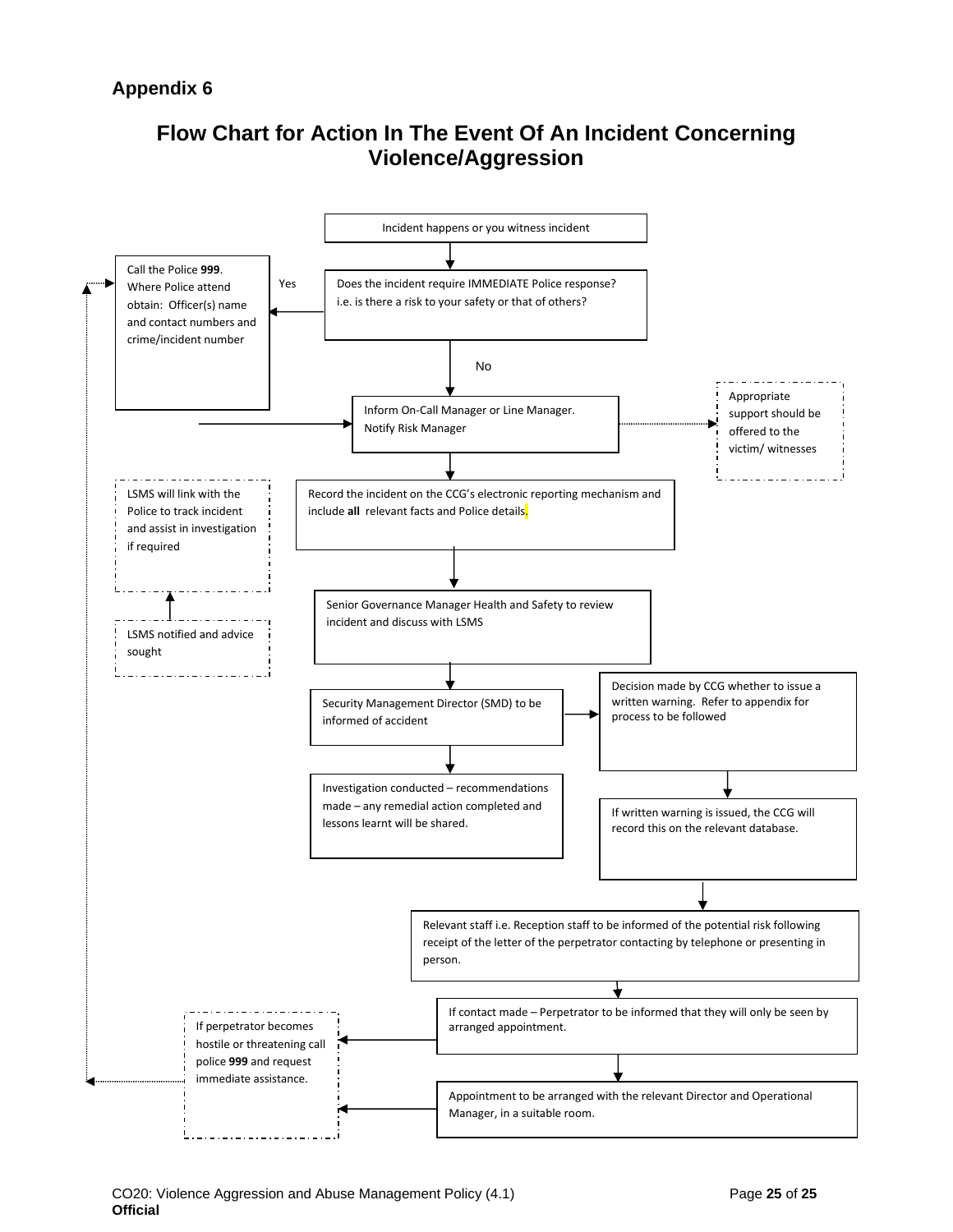## Appendix 6

# Flow Chart for Action In The Event Of An Incident Concerning Violence/Aggression

Incident happens or you witness incident

Does the incident require IMMEDIATE Police response? i.e. is there a risk to your safety or that of others?

Yes

Call the Police **999**. Where Police attend obtain: Officer(s) name and contact numbers and crime/incident number

No

Inform On-Call Manager or Line Manager. Notify Risk Manager

Appropriate support should be offered to the victim/ witnesses

Record the incident on the CCG's electronic reporting mechanism and include **all** relevant facts and Police details.

LSMS will link with the Police to track incident and assist in investigation if required

LSMS notified and advice sought

Senior Governance Manager Health and Safety to review incident and discuss with LSMS

Security Management Director (SMD) to be informed of accident

Decision made by CCG whether to issue a written warning. Refer to appendix for process to be followed

Investigation conducted – recommendations made – any remedial action completed and lessons learnt will be shared.

If written warning is issued, the CCG will record this on the relevant database.

Relevant staff i.e. Reception staff to be informed of the potential risk following receipt of the letter of the perpetrator contacting by telephone or presenting in person.

If contact made – Perpetrator to be informed that they will only be seen by arranged appointment.

If perpetrator becomes hostile or threatening call police **999** and request immediate assistance.

Appointment to be arranged with the relevant Director and Operational Manager, in a suitable room.

CO20: Violence Aggression and Abuse Management Policy (4.1)

**Official**